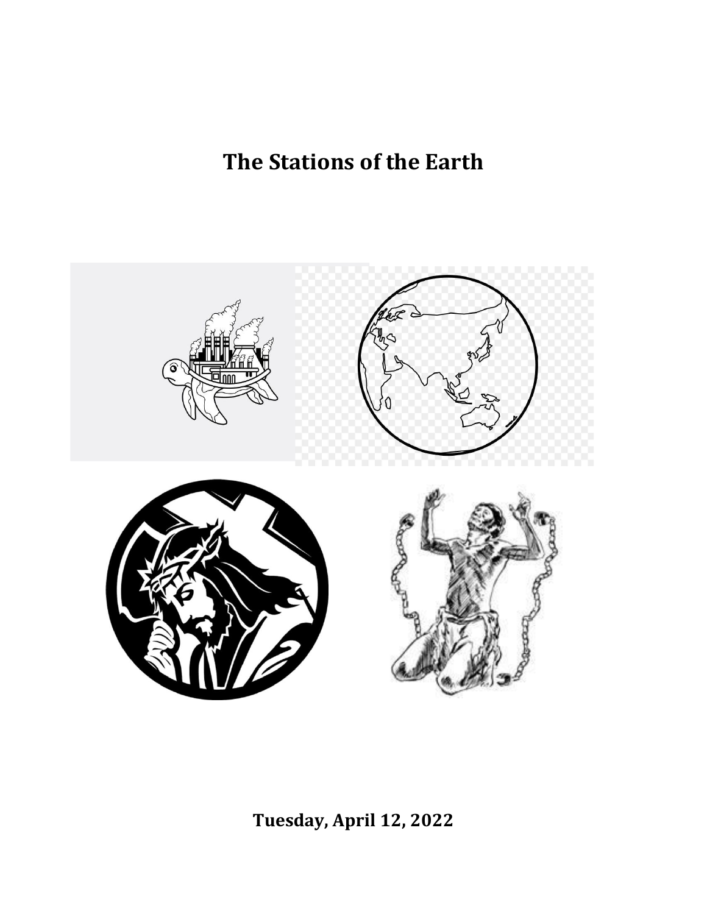# The Stations of the Earth

**Tuesday, April 12, 2022**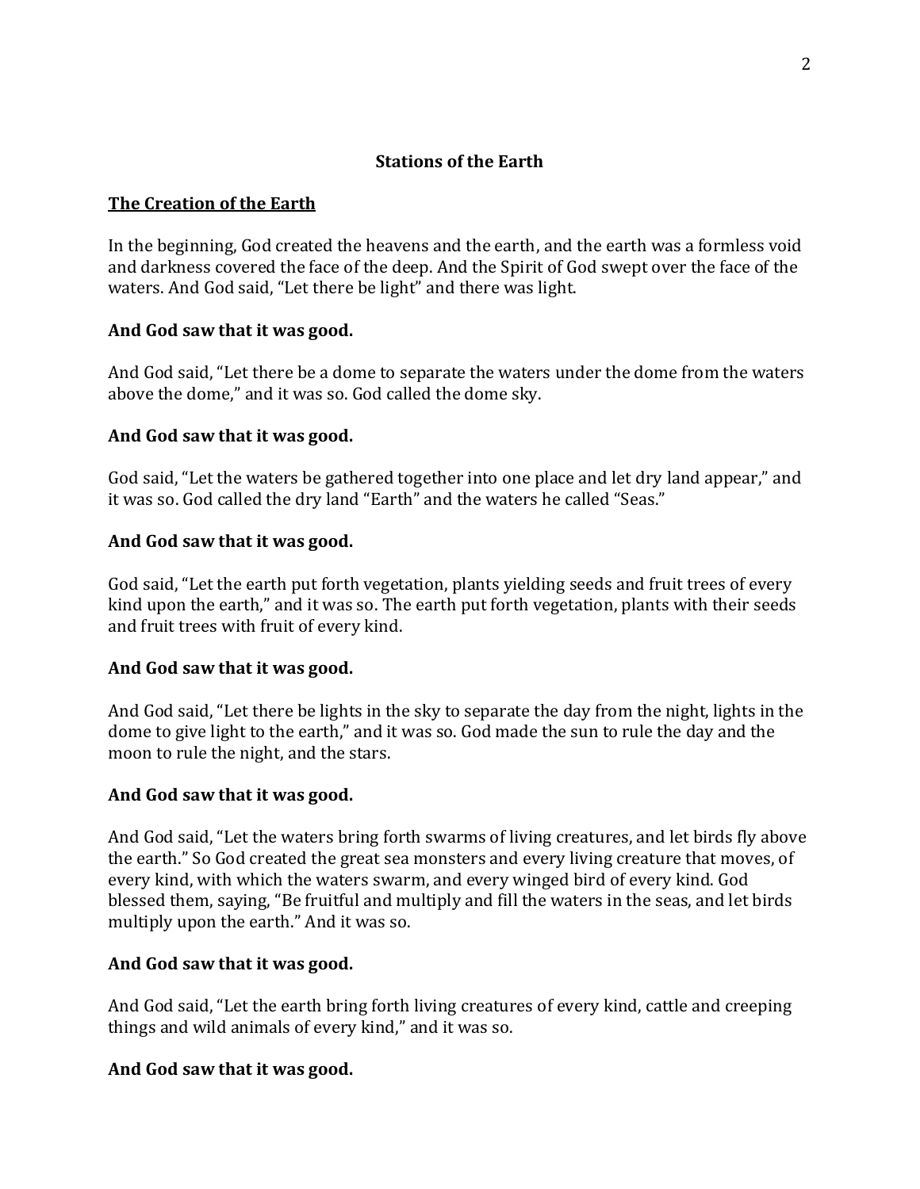**Stations of the Earth**

**The Creation of the Earth**

In the beginning, God created the heavens and the earth, and the earth was a formless void and darkness covered the face of the deep. And the Spirit of God swept over the face of the waters. And God said, "Let there be light" and there was light.

**And God saw that it was good.**

And God said, "Let there be a dome to separate the waters under the dome from the waters above the dome," and it was so. God called the dome sky.

**And God saw that it was good.**

God said, "Let the waters be gathered together into one place and let dry land appear," and it was so. God called the dry land "Earth" and the waters he called "Seas."

**And God saw that it was good.**

God said, "Let the earth put forth vegetation, plants yielding seeds and fruit trees of every kind upon the earth," and it was so. The earth put forth vegetation, plants with their seeds and fruit trees with fruit of every kind.

**And God saw that it was good.**

And God said, "Let there be lights in the sky to separate the day from the night, lights in the dome to give light to the earth," and it was so. God made the sun to rule the day and the moon to rule the night, and the stars.

**And God saw that it was good.**

And God said, "Let the waters bring forth swarms of living creatures, and let birds fly above the earth." So God created the great sea monsters and every living creature that moves, of every kind, with which the waters swarm, and every winged bird of every kind. God blessed them, saying, "Be fruitful and multiply and fill the waters in the seas, and let birds multiply upon the earth." And it was so.

**And God saw that it was good.**

And God said, "Let the earth bring forth living creatures of every kind, cattle and creeping things and wild animals of every kind," and it was so.

**And God saw that it was good.**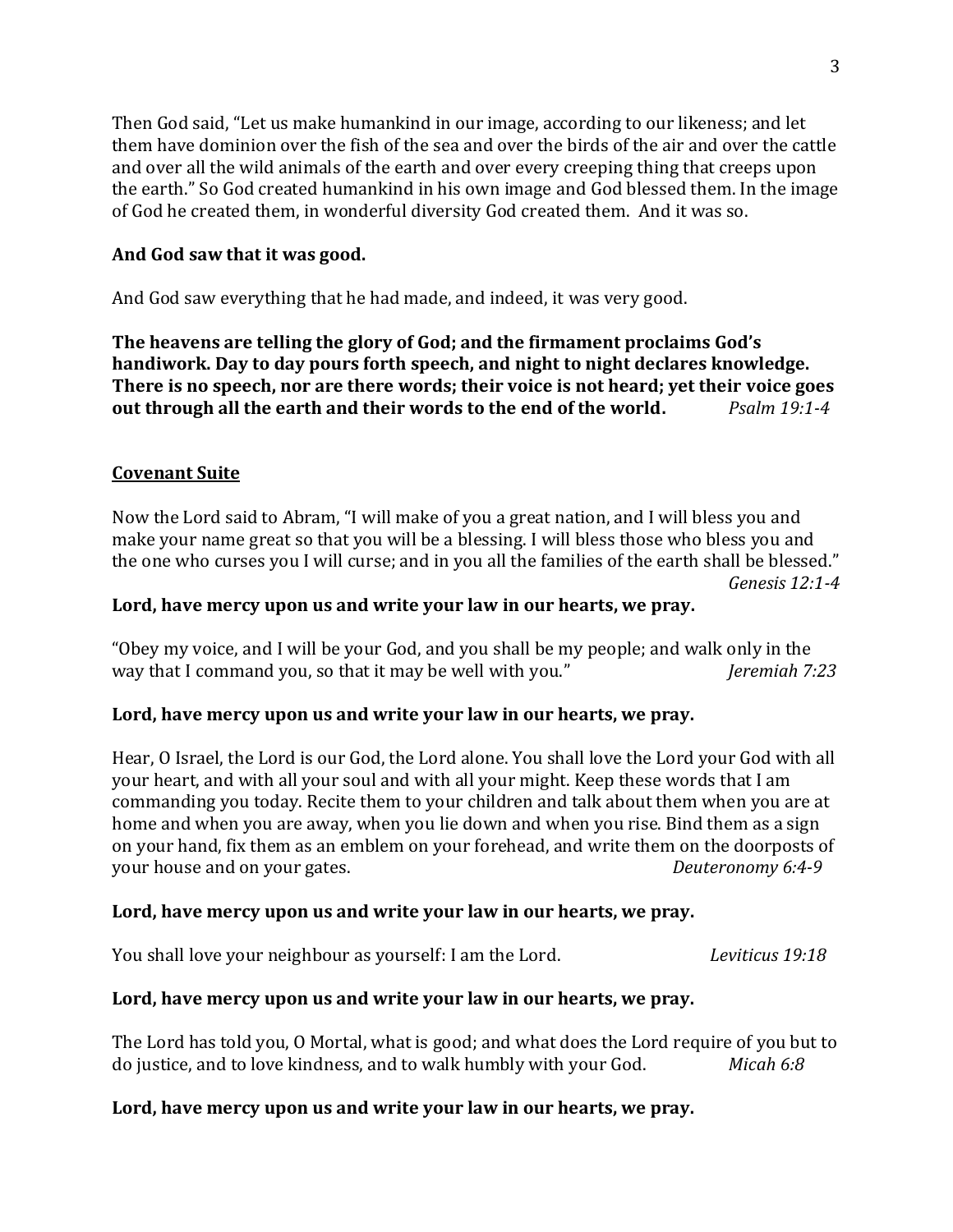Then God said, “Let us make humankind in our image, according to our likeness; and let them have dominion over the fish of the sea and over the birds of the air and over the cattle and over all the wild animals of the earth and over every creeping thing that creeps upon the earth.” So God created humankind in his own image and God blessed them. In the image of God he created them, in wonderful diversity God created them. And it was so.

**And God saw that it was good.**

And God saw everything that he had made, and indeed, it was very good.

**The heavens are telling the glory of God; and the firmament proclaims God’s handiwork. Day to day pours forth speech, and night to night declares knowledge. There is no speech, nor are there words; their voice is not heard; yet their voice goes out through all the earth and their words to the end of the world.** *Psalm 19:1-4*

**<u>Covenant Suite</u>**

Now the Lord said to Abram, “I will make of you a great nation, and I will bless you and make your name great so that you will be a blessing. I will bless those who bless you and the one who curses you I will curse; and in you all the families of the earth shall be blessed.” *Genesis 12:1-4*

**Lord, have mercy upon us and write your law in our hearts, we pray.**

“Obey my voice, and I will be your God, and you shall be my people; and walk only in the way that I command you, so that it may be well with you.” *Jeremiah 7:23*

**Lord, have mercy upon us and write your law in our hearts, we pray.**

Hear, O Israel, the Lord is our God, the Lord alone. You shall love the Lord your God with all your heart, and with all your soul and with all your might. Keep these words that I am commanding you today. Recite them to your children and talk about them when you are at home and when you are away, when you lie down and when you rise. Bind them as a sign on your hand, fix them as an emblem on your forehead, and write them on the doorposts of your house and on your gates. *Deuteronomy 6:4-9*

**Lord, have mercy upon us and write your law in our hearts, we pray.**

You shall love your neighbour as yourself: I am the Lord. *Leviticus 19:18*

**Lord, have mercy upon us and write your law in our hearts, we pray.**

The Lord has told you, O Mortal, what is good; and what does the Lord require of you but to do justice, and to love kindness, and to walk humbly with your God. *Micah 6:8*

**Lord, have mercy upon us and write your law in our hearts, we pray.**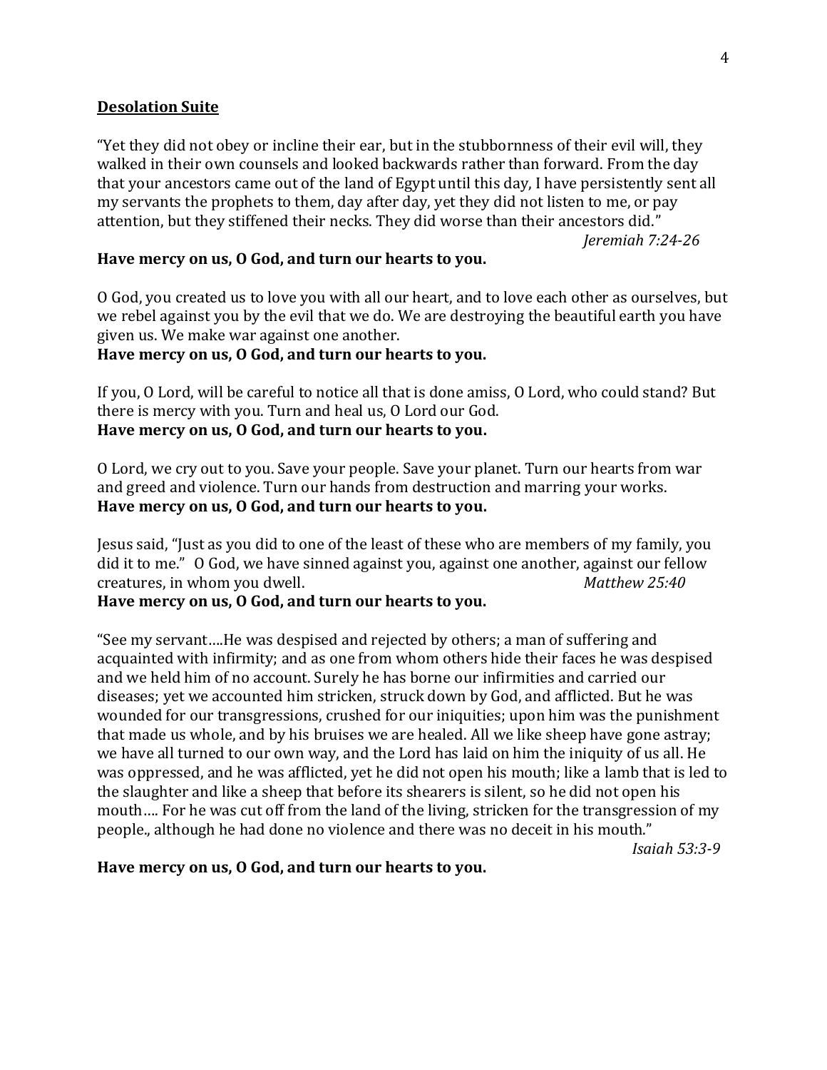**Desolation Suite**

"Yet they did not obey or incline their ear, but in the stubbornness of their evil will, they walked in their own counsels and looked backwards rather than forward. From the day that your ancestors came out of the land of Egypt until this day, I have persistently sent all my servants the prophets to them, day after day, yet they did not listen to me, or pay attention, but they stiffened their necks. They did worse than their ancestors did."

*Jeremiah 7:24-26*

**Have mercy on us, O God, and turn our hearts to you.**

O God, you created us to love you with all our heart, and to love each other as ourselves, but we rebel against you by the evil that we do. We are destroying the beautiful earth you have given us. We make war against one another.

**Have mercy on us, O God, and turn our hearts to you.**

If you, O Lord, will be careful to notice all that is done amiss, O Lord, who could stand? But there is mercy with you. Turn and heal us, O Lord our God.

**Have mercy on us, O God, and turn our hearts to you.**

O Lord, we cry out to you. Save your people. Save your planet. Turn our hearts from war and greed and violence. Turn our hands from destruction and marring your works.

**Have mercy on us, O God, and turn our hearts to you.**

Jesus said, "Just as you did to one of the least of these who are members of my family, you did it to me." O God, we have sinned against you, against one another, against our fellow creatures, in whom you dwell. *Matthew 25:40*

**Have mercy on us, O God, and turn our hearts to you.**

"See my servant….He was despised and rejected by others; a man of suffering and acquainted with infirmity; and as one from whom others hide their faces he was despised and we held him of no account. Surely he has borne our infirmities and carried our diseases; yet we accounted him stricken, struck down by God, and afflicted. But he was wounded for our transgressions, crushed for our iniquities; upon him was the punishment that made us whole, and by his bruises we are healed. All we like sheep have gone astray; we have all turned to our own way, and the Lord has laid on him the iniquity of us all. He was oppressed, and he was afflicted, yet he did not open his mouth; like a lamb that is led to the slaughter and like a sheep that before its shearers is silent, so he did not open his mouth…. For he was cut off from the land of the living, stricken for the transgression of my people., although he had done no violence and there was no deceit in his mouth."

*Isaiah 53:3-9*

**Have mercy on us, O God, and turn our hearts to you.**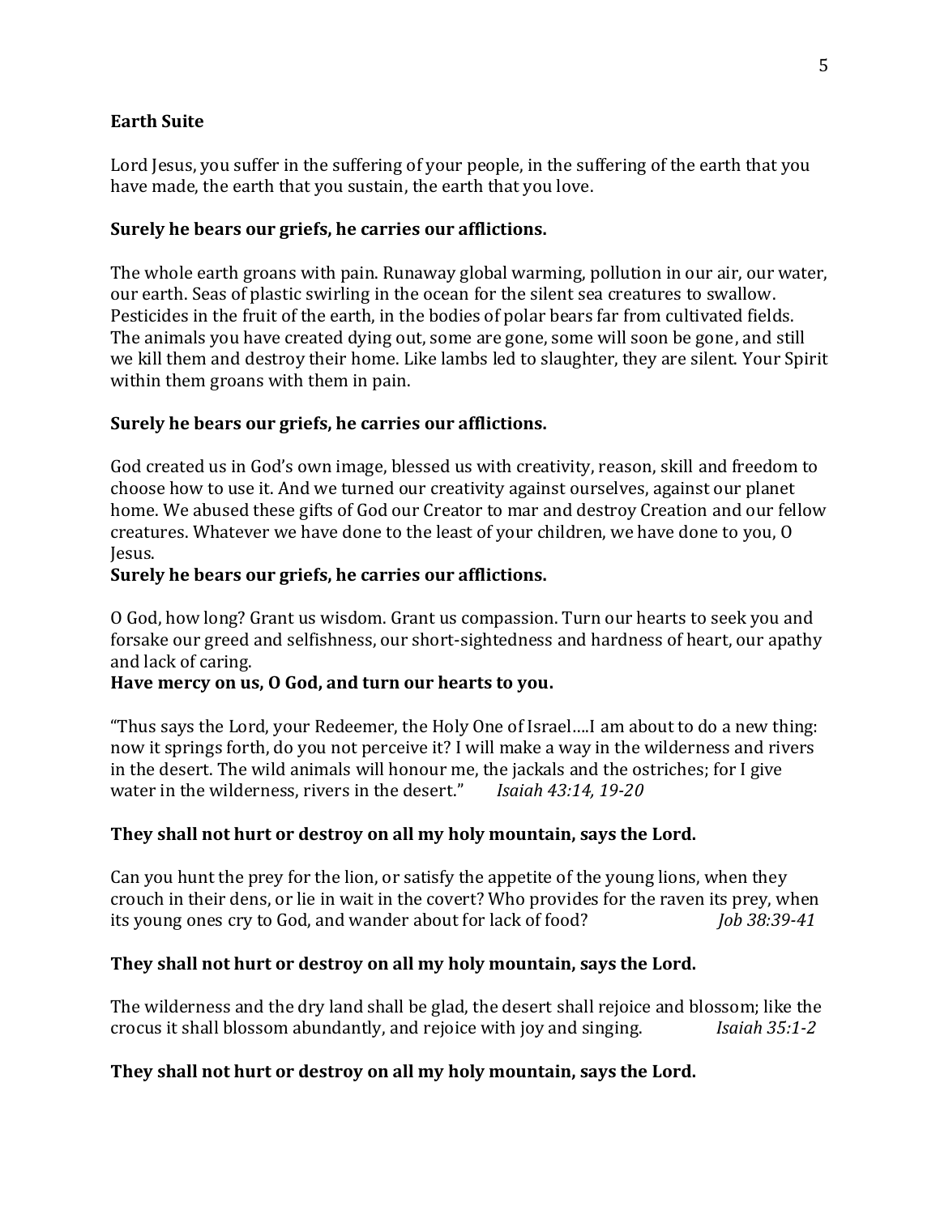**Earth Suite**

Lord Jesus, you suffer in the suffering of your people, in the suffering of the earth that you have made, the earth that you sustain, the earth that you love.

**Surely he bears our griefs, he carries our afflictions.**

The whole earth groans with pain. Runaway global warming, pollution in our air, our water, our earth. Seas of plastic swirling in the ocean for the silent sea creatures to swallow. Pesticides in the fruit of the earth, in the bodies of polar bears far from cultivated fields. The animals you have created dying out, some are gone, some will soon be gone, and still we kill them and destroy their home. Like lambs led to slaughter, they are silent. Your Spirit within them groans with them in pain.

**Surely he bears our griefs, he carries our afflictions.**

God created us in God's own image, blessed us with creativity, reason, skill and freedom to choose how to use it. And we turned our creativity against ourselves, against our planet home. We abused these gifts of God our Creator to mar and destroy Creation and our fellow creatures. Whatever we have done to the least of your children, we have done to you, O Jesus.

**Surely he bears our griefs, he carries our afflictions.**

O God, how long? Grant us wisdom. Grant us compassion. Turn our hearts to seek you and forsake our greed and selfishness, our short-sightedness and hardness of heart, our apathy and lack of caring.

**Have mercy on us, O God, and turn our hearts to you.**

"Thus says the Lord, your Redeemer, the Holy One of Israel….I am about to do a new thing: now it springs forth, do you not perceive it? I will make a way in the wilderness and rivers in the desert. The wild animals will honour me, the jackals and the ostriches; for I give water in the wilderness, rivers in the desert." *Isaiah 43:14, 19-20*

**They shall not hurt or destroy on all my holy mountain, says the Lord.**

Can you hunt the prey for the lion, or satisfy the appetite of the young lions, when they crouch in their dens, or lie in wait in the covert? Who provides for the raven its prey, when its young ones cry to God, and wander about for lack of food? *Job 38:39-41*

**They shall not hurt or destroy on all my holy mountain, says the Lord.**

The wilderness and the dry land shall be glad, the desert shall rejoice and blossom; like the crocus it shall blossom abundantly, and rejoice with joy and singing. *Isaiah 35:1-2*

**They shall not hurt or destroy on all my holy mountain, says the Lord.**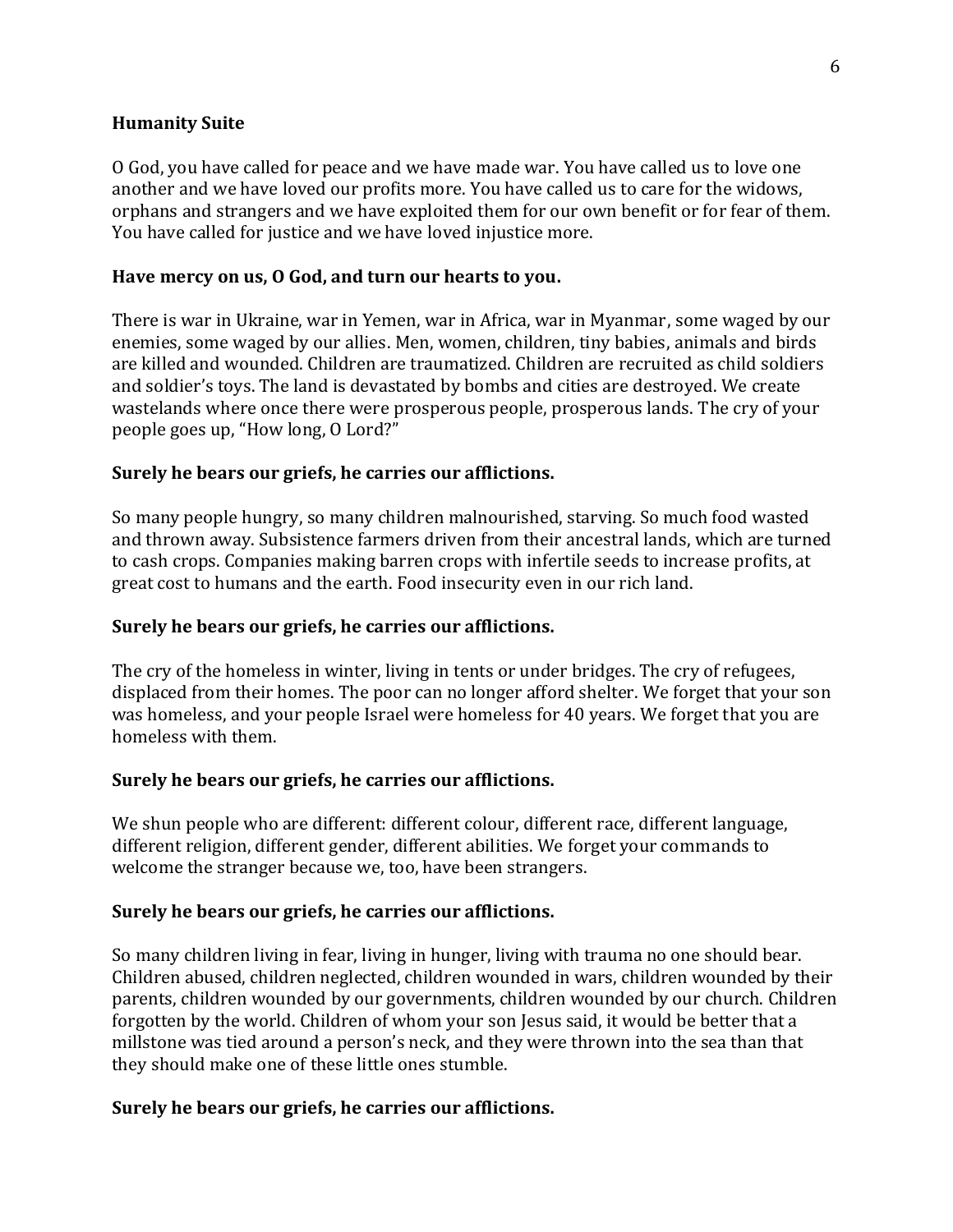**Humanity Suite**

O God, you have called for peace and we have made war. You have called us to love one another and we have loved our profits more. You have called us to care for the widows, orphans and strangers and we have exploited them for our own benefit or for fear of them. You have called for justice and we have loved injustice more.

**Have mercy on us, O God, and turn our hearts to you.**

There is war in Ukraine, war in Yemen, war in Africa, war in Myanmar, some waged by our enemies, some waged by our allies. Men, women, children, tiny babies, animals and birds are killed and wounded. Children are traumatized. Children are recruited as child soldiers and soldier's toys. The land is devastated by bombs and cities are destroyed. We create wastelands where once there were prosperous people, prosperous lands. The cry of your people goes up, "How long, O Lord?"

**Surely he bears our griefs, he carries our afflictions.**

So many people hungry, so many children malnourished, starving. So much food wasted and thrown away. Subsistence farmers driven from their ancestral lands, which are turned to cash crops. Companies making barren crops with infertile seeds to increase profits, at great cost to humans and the earth. Food insecurity even in our rich land.

**Surely he bears our griefs, he carries our afflictions.**

The cry of the homeless in winter, living in tents or under bridges. The cry of refugees, displaced from their homes. The poor can no longer afford shelter. We forget that your son was homeless, and your people Israel were homeless for 40 years. We forget that you are homeless with them.

**Surely he bears our griefs, he carries our afflictions.**

We shun people who are different: different colour, different race, different language, different religion, different gender, different abilities. We forget your commands to welcome the stranger because we, too, have been strangers.

**Surely he bears our griefs, he carries our afflictions.**

So many children living in fear, living in hunger, living with trauma no one should bear. Children abused, children neglected, children wounded in wars, children wounded by their parents, children wounded by our governments, children wounded by our church. Children forgotten by the world. Children of whom your son Jesus said, it would be better that a millstone was tied around a person's neck, and they were thrown into the sea than that they should make one of these little ones stumble.

**Surely he bears our griefs, he carries our afflictions.**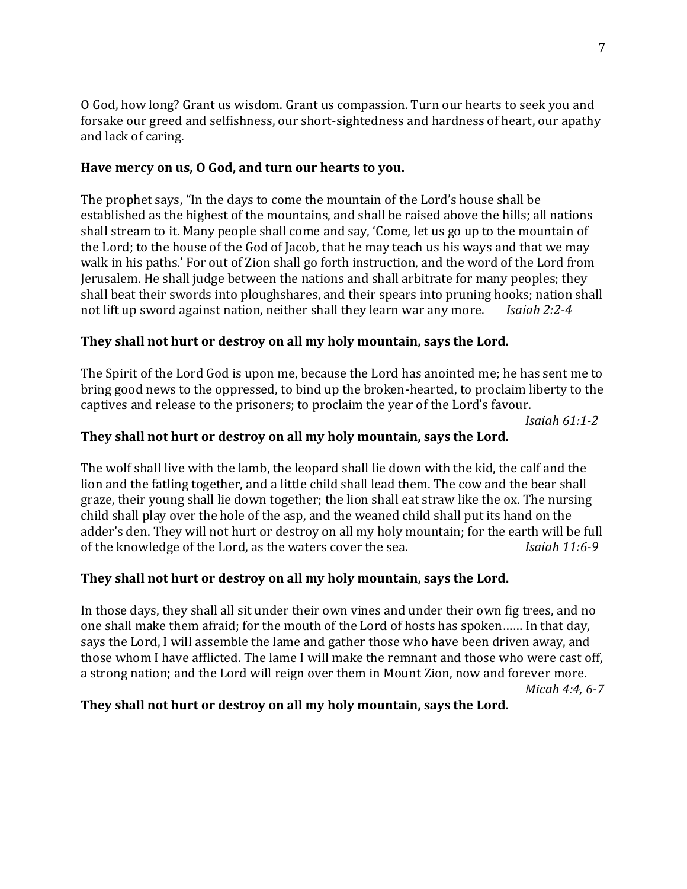O God, how long? Grant us wisdom. Grant us compassion. Turn our hearts to seek you and forsake our greed and selfishness, our short-sightedness and hardness of heart, our apathy and lack of caring.

**Have mercy on us, O God, and turn our hearts to you.**

The prophet says, "In the days to come the mountain of the Lord's house shall be established as the highest of the mountains, and shall be raised above the hills; all nations shall stream to it. Many people shall come and say, 'Come, let us go up to the mountain of the Lord; to the house of the God of Jacob, that he may teach us his ways and that we may walk in his paths.' For out of Zion shall go forth instruction, and the word of the Lord from Jerusalem. He shall judge between the nations and shall arbitrate for many peoples; they shall beat their swords into ploughshares, and their spears into pruning hooks; nation shall not lift up sword against nation, neither shall they learn war any more. *Isaiah 2:2-4*

**They shall not hurt or destroy on all my holy mountain, says the Lord.**

The Spirit of the Lord God is upon me, because the Lord has anointed me; he has sent me to bring good news to the oppressed, to bind up the broken-hearted, to proclaim liberty to the captives and release to the prisoners; to proclaim the year of the Lord's favour.
*Isaiah 61:1-2*

**They shall not hurt or destroy on all my holy mountain, says the Lord.**

The wolf shall live with the lamb, the leopard shall lie down with the kid, the calf and the lion and the fatling together, and a little child shall lead them. The cow and the bear shall graze, their young shall lie down together; the lion shall eat straw like the ox. The nursing child shall play over the hole of the asp, and the weaned child shall put its hand on the adder's den. They will not hurt or destroy on all my holy mountain; for the earth will be full of the knowledge of the Lord, as the waters cover the sea. *Isaiah 11:6-9*

**They shall not hurt or destroy on all my holy mountain, says the Lord.**

In those days, they shall all sit under their own vines and under their own fig trees, and no one shall make them afraid; for the mouth of the Lord of hosts has spoken…… In that day, says the Lord, I will assemble the lame and gather those who have been driven away, and those whom I have afflicted. The lame I will make the remnant and those who were cast off, a strong nation; and the Lord will reign over them in Mount Zion, now and forever more.
*Micah 4:4, 6-7*

**They shall not hurt or destroy on all my holy mountain, says the Lord.**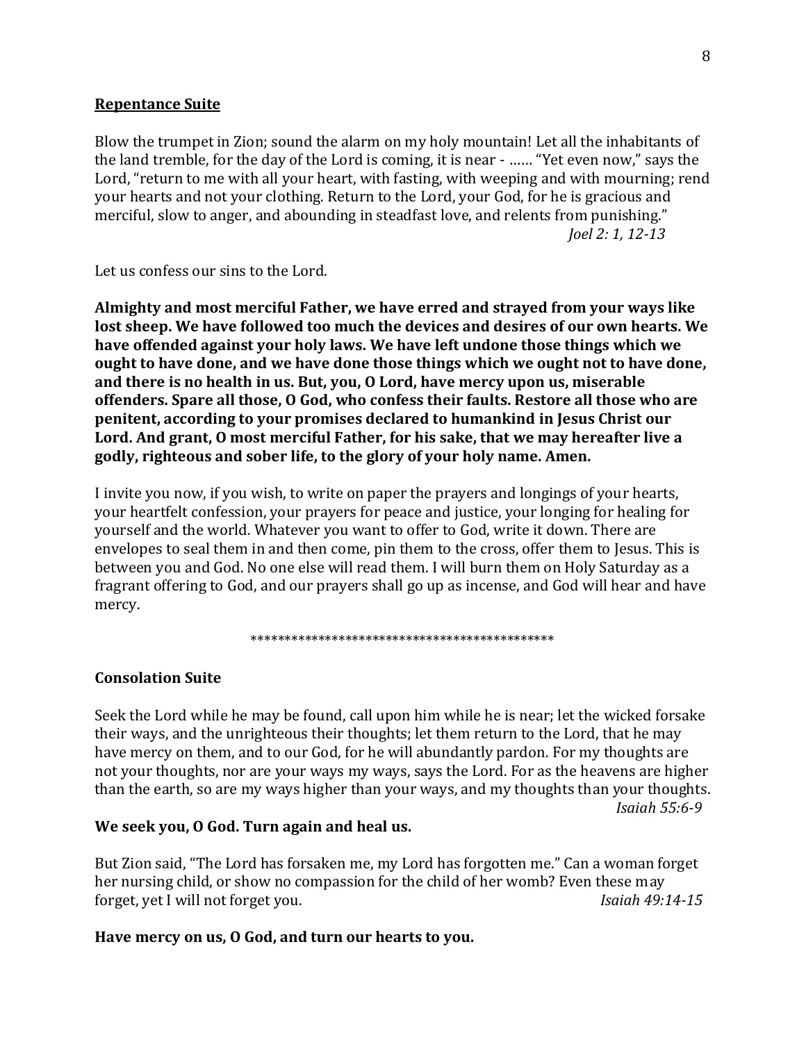## Repentance Suite

Blow the trumpet in Zion; sound the alarm on my holy mountain! Let all the inhabitants of the land tremble, for the day of the Lord is coming, it is near - …… "Yet even now," says the Lord, "return to me with all your heart, with fasting, with weeping and with mourning; rend your hearts and not your clothing. Return to the Lord, your God, for he is gracious and merciful, slow to anger, and abounding in steadfast love, and relents from punishing."

*Joel 2: 1, 12-13*

Let us confess our sins to the Lord.

**Almighty and most merciful Father, we have erred and strayed from your ways like lost sheep. We have followed too much the devices and desires of our own hearts. We have offended against your holy laws. We have left undone those things which we ought to have done, and we have done those things which we ought not to have done, and there is no health in us. But, you, O Lord, have mercy upon us, miserable offenders. Spare all those, O God, who confess their faults. Restore all those who are penitent, according to your promises declared to humankind in Jesus Christ our Lord. And grant, O most merciful Father, for his sake, that we may hereafter live a godly, righteous and sober life, to the glory of your holy name. Amen.**

I invite you now, if you wish, to write on paper the prayers and longings of your hearts, your heartfelt confession, your prayers for peace and justice, your longing for healing for yourself and the world. Whatever you want to offer to God, write it down. There are envelopes to seal them in and then come, pin them to the cross, offer them to Jesus. This is between you and God. No one else will read them. I will burn them on Holy Saturday as a fragrant offering to God, and our prayers shall go up as incense, and God will hear and have mercy.

*********************************************

## Consolation Suite

Seek the Lord while he may be found, call upon him while he is near; let the wicked forsake their ways, and the unrighteous their thoughts; let them return to the Lord, that he may have mercy on them, and to our God, for he will abundantly pardon. For my thoughts are not your thoughts, nor are your ways my ways, says the Lord. For as the heavens are higher than the earth, so are my ways higher than your ways, and my thoughts than your thoughts.

*Isaiah 55:6-9*

**We seek you, O God. Turn again and heal us.**

But Zion said, "The Lord has forsaken me, my Lord has forgotten me." Can a woman forget her nursing child, or show no compassion for the child of her womb? Even these may forget, yet I will not forget you. *Isaiah 49:14-15*

**Have mercy on us, O God, and turn our hearts to you.**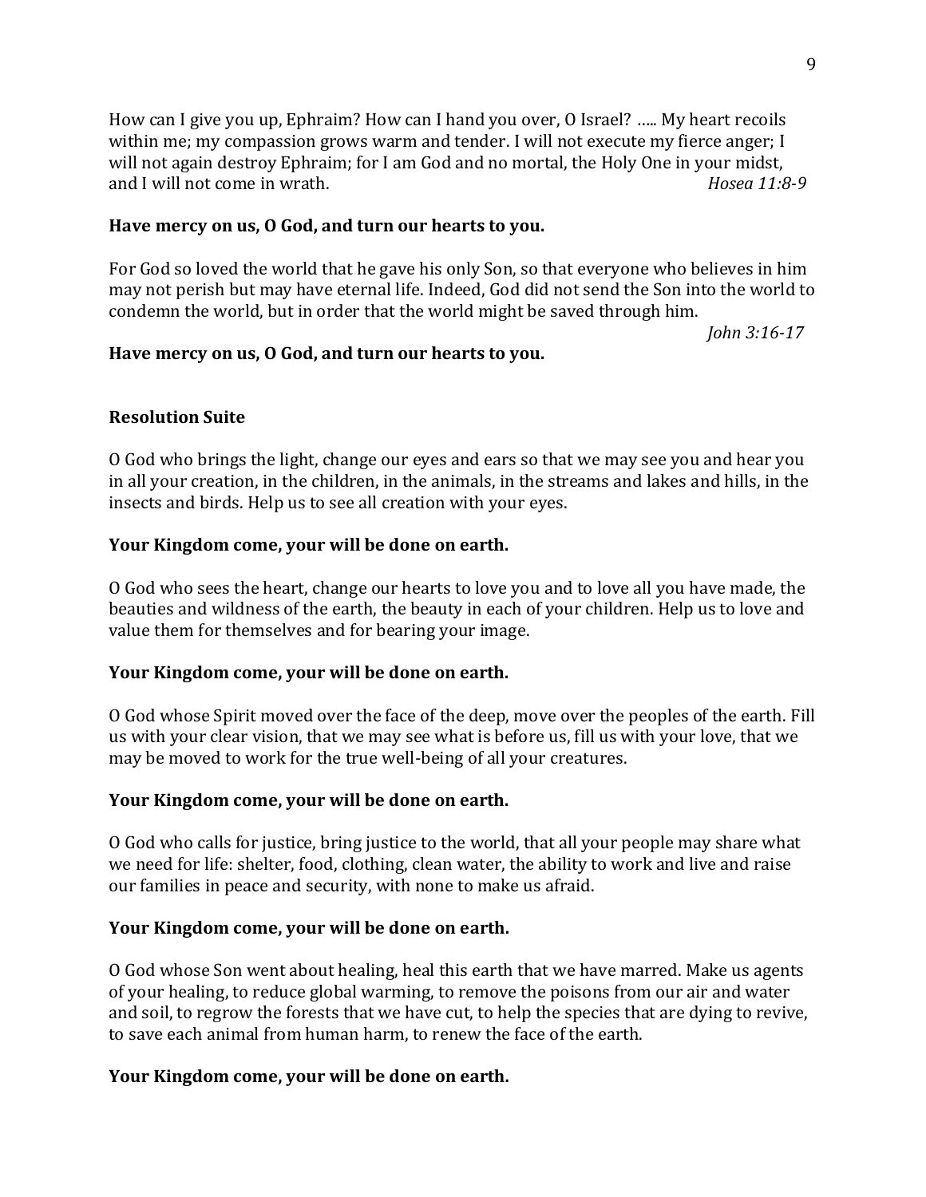How can I give you up, Ephraim? How can I hand you over, O Israel? ….. My heart recoils within me; my compassion grows warm and tender. I will not execute my fierce anger; I will not again destroy Ephraim; for I am God and no mortal, the Holy One in your midst, and I will not come in wrath. *Hosea 11:8-9*

**Have mercy on us, O God, and turn our hearts to you.**

For God so loved the world that he gave his only Son, so that everyone who believes in him may not perish but may have eternal life. Indeed, God did not send the Son into the world to condemn the world, but in order that the world might be saved through him. *John 3:16-17*

**Have mercy on us, O God, and turn our hearts to you.**

**Resolution Suite**

O God who brings the light, change our eyes and ears so that we may see you and hear you in all your creation, in the children, in the animals, in the streams and lakes and hills, in the insects and birds. Help us to see all creation with your eyes.

**Your Kingdom come, your will be done on earth.**

O God who sees the heart, change our hearts to love you and to love all you have made, the beauties and wildness of the earth, the beauty in each of your children. Help us to love and value them for themselves and for bearing your image.

**Your Kingdom come, your will be done on earth.**

O God whose Spirit moved over the face of the deep, move over the peoples of the earth. Fill us with your clear vision, that we may see what is before us, fill us with your love, that we may be moved to work for the true well-being of all your creatures.

**Your Kingdom come, your will be done on earth.**

O God who calls for justice, bring justice to the world, that all your people may share what we need for life: shelter, food, clothing, clean water, the ability to work and live and raise our families in peace and security, with none to make us afraid.

**Your Kingdom come, your will be done on earth.**

O God whose Son went about healing, heal this earth that we have marred. Make us agents of your healing, to reduce global warming, to remove the poisons from our air and water and soil, to regrow the forests that we have cut, to help the species that are dying to revive, to save each animal from human harm, to renew the face of the earth.

**Your Kingdom come, your will be done on earth.**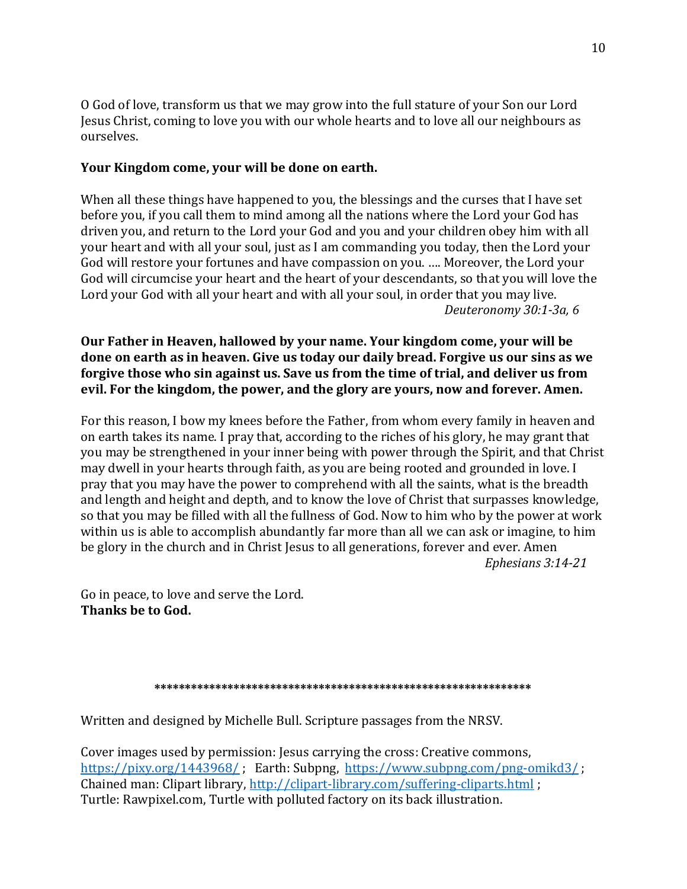O God of love, transform us that we may grow into the full stature of your Son our Lord Jesus Christ, coming to love you with our whole hearts and to love all our neighbours as ourselves.

**Your Kingdom come, your will be done on earth.**

When all these things have happened to you, the blessings and the curses that I have set before you, if you call them to mind among all the nations where the Lord your God has driven you, and return to the Lord your God and you and your children obey him with all your heart and with all your soul, just as I am commanding you today, then the Lord your God will restore your fortunes and have compassion on you. …. Moreover, the Lord your God will circumcise your heart and the heart of your descendants, so that you will love the Lord your God with all your heart and with all your soul, in order that you may live.

*Deuteronomy 30:1-3a, 6*

**Our Father in Heaven, hallowed by your name. Your kingdom come, your will be done on earth as in heaven. Give us today our daily bread. Forgive us our sins as we forgive those who sin against us. Save us from the time of trial, and deliver us from evil. For the kingdom, the power, and the glory are yours, now and forever. Amen.**

For this reason, I bow my knees before the Father, from whom every family in heaven and on earth takes its name. I pray that, according to the riches of his glory, he may grant that you may be strengthened in your inner being with power through the Spirit, and that Christ may dwell in your hearts through faith, as you are being rooted and grounded in love. I pray that you may have the power to comprehend with all the saints, what is the breadth and length and height and depth, and to know the love of Christ that surpasses knowledge, so that you may be filled with all the fullness of God. Now to him who by the power at work within us is able to accomplish abundantly far more than all we can ask or imagine, to him be glory in the church and in Christ Jesus to all generations, forever and ever. Amen

*Ephesians 3:14-21*

Go in peace, to love and serve the Lord.
**Thanks be to God.**

**************************************************************

Written and designed by Michelle Bull. Scripture passages from the NRSV.

Cover images used by permission: Jesus carrying the cross: Creative commons, https://pixy.org/1443968/ ; Earth: Subpng, https://www.subpng.com/png-omikd3/ ; Chained man: Clipart library, http://clipart-library.com/suffering-cliparts.html ; Turtle: Rawpixel.com, Turtle with polluted factory on its back illustration.